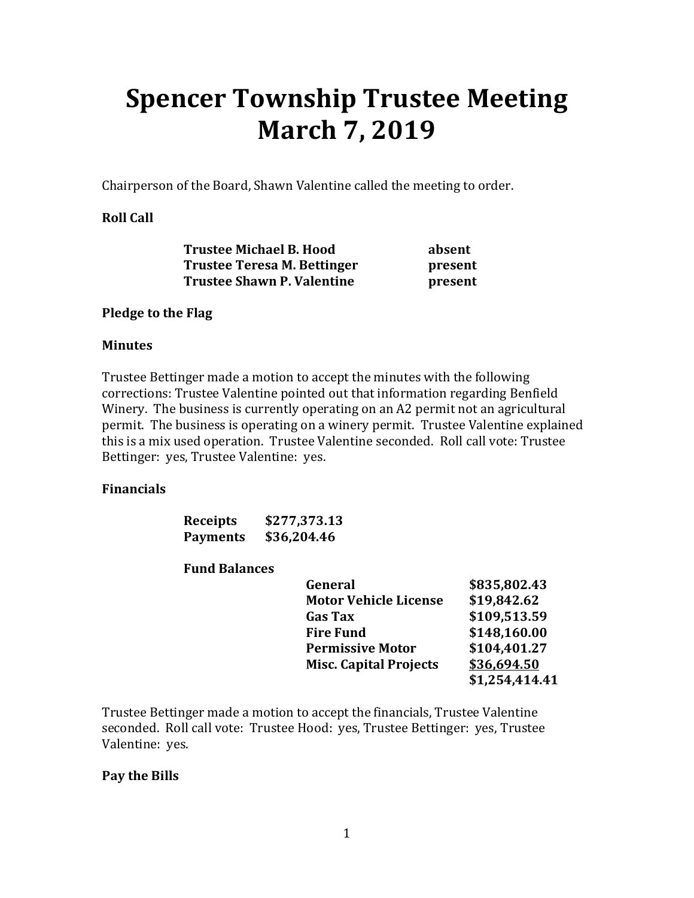# Spencer Township Trustee Meeting March 7, 2019

Chairperson of the Board, Shawn Valentine called the meeting to order.

**Roll Call**

| | |
|---|---|
| **Trustee Michael B. Hood** | **absent** |
| **Trustee Teresa M. Bettinger** | **present** |
| **Trustee Shawn P. Valentine** | **present** |

**Pledge to the Flag**

**Minutes**

Trustee Bettinger made a motion to accept the minutes with the following corrections: Trustee Valentine pointed out that information regarding Benfield Winery. The business is currently operating on an A2 permit not an agricultural permit. The business is operating on a winery permit. Trustee Valentine explained this is a mix used operation. Trustee Valentine seconded. Roll call vote: Trustee Bettinger: yes, Trustee Valentine: yes.

**Financials**

| | |
|---|---|
| **Receipts** | **$277,373.13** |
| **Payments** | **$36,204.46** |

**Fund Balances**

| | |
|---|---|
| **General** | **$835,802.43** |
| **Motor Vehicle License** | **$19,842.62** |
| **Gas Tax** | **$109,513.59** |
| **Fire Fund** | **$148,160.00** |
| **Permissive Motor** | **$104,401.27** |
| **Misc. Capital Projects** | **$36,694.50** |
| | **$1,254,414.41** |

Trustee Bettinger made a motion to accept the financials, Trustee Valentine seconded. Roll call vote: Trustee Hood: yes, Trustee Bettinger: yes, Trustee Valentine: yes.

**Pay the Bills**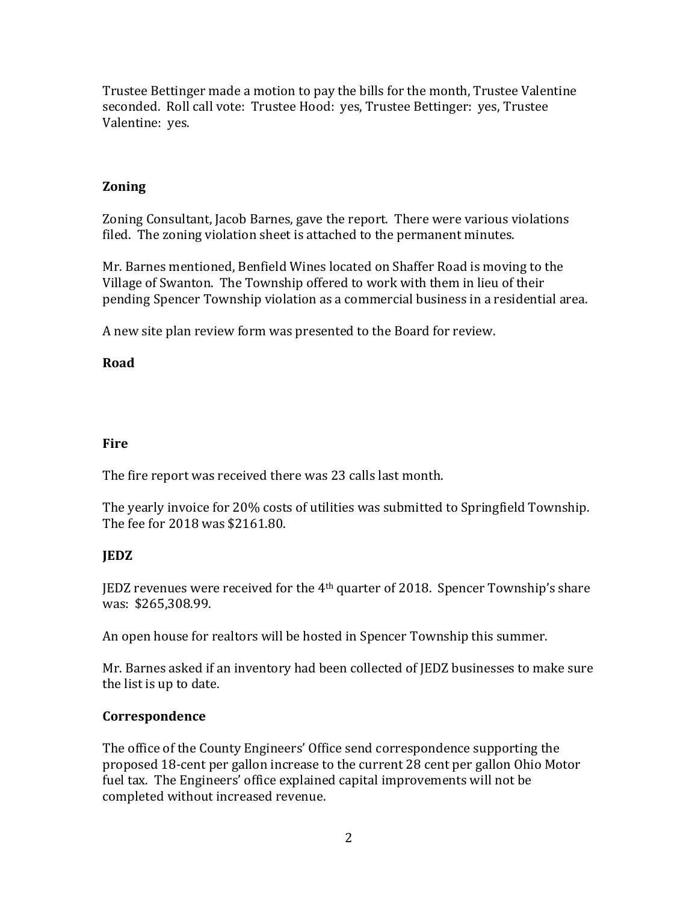Trustee Bettinger made a motion to pay the bills for the month, Trustee Valentine seconded. Roll call vote: Trustee Hood: yes, Trustee Bettinger: yes, Trustee Valentine: yes.

**Zoning**

Zoning Consultant, Jacob Barnes, gave the report. There were various violations filed. The zoning violation sheet is attached to the permanent minutes.

Mr. Barnes mentioned, Benfield Wines located on Shaffer Road is moving to the Village of Swanton. The Township offered to work with them in lieu of their pending Spencer Township violation as a commercial business in a residential area.

A new site plan review form was presented to the Board for review.

**Road**

**Fire**

The fire report was received there was 23 calls last month.

The yearly invoice for 20% costs of utilities was submitted to Springfield Township. The fee for 2018 was $2161.80.

**JEDZ**

JEDZ revenues were received for the 4th quarter of 2018. Spencer Township's share was: $265,308.99.

An open house for realtors will be hosted in Spencer Township this summer.

Mr. Barnes asked if an inventory had been collected of JEDZ businesses to make sure the list is up to date.

**Correspondence**

The office of the County Engineers' Office send correspondence supporting the proposed 18-cent per gallon increase to the current 28 cent per gallon Ohio Motor fuel tax. The Engineers' office explained capital improvements will not be completed without increased revenue.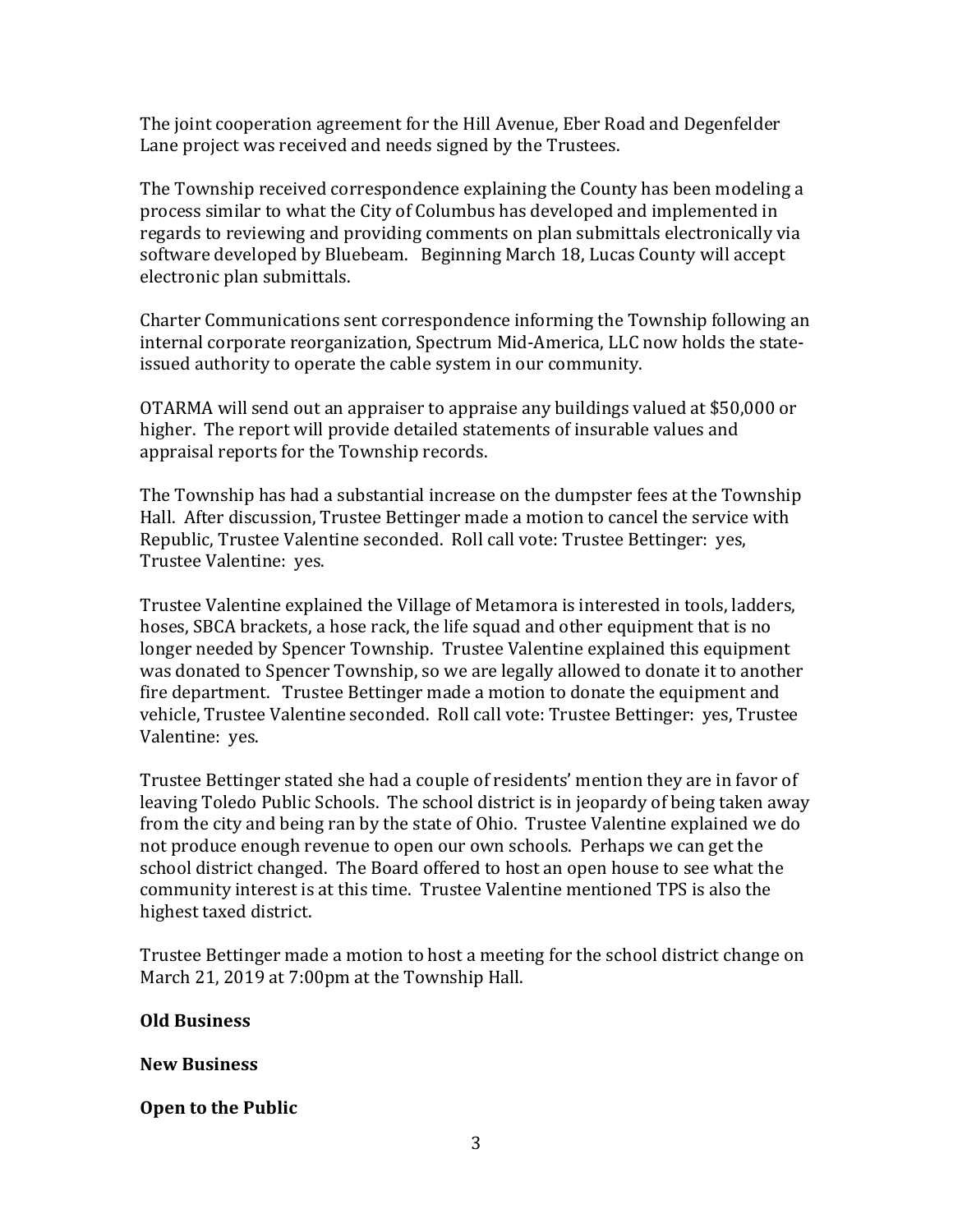The joint cooperation agreement for the Hill Avenue, Eber Road and Degenfelder Lane project was received and needs signed by the Trustees.

The Township received correspondence explaining the County has been modeling a process similar to what the City of Columbus has developed and implemented in regards to reviewing and providing comments on plan submittals electronically via software developed by Bluebeam. Beginning March 18, Lucas County will accept electronic plan submittals.

Charter Communications sent correspondence informing the Township following an internal corporate reorganization, Spectrum Mid-America, LLC now holds the state-issued authority to operate the cable system in our community.

OTARMA will send out an appraiser to appraise any buildings valued at $50,000 or higher. The report will provide detailed statements of insurable values and appraisal reports for the Township records.

The Township has had a substantial increase on the dumpster fees at the Township Hall. After discussion, Trustee Bettinger made a motion to cancel the service with Republic, Trustee Valentine seconded. Roll call vote: Trustee Bettinger: yes, Trustee Valentine: yes.

Trustee Valentine explained the Village of Metamora is interested in tools, ladders, hoses, SBCA brackets, a hose rack, the life squad and other equipment that is no longer needed by Spencer Township. Trustee Valentine explained this equipment was donated to Spencer Township, so we are legally allowed to donate it to another fire department. Trustee Bettinger made a motion to donate the equipment and vehicle, Trustee Valentine seconded. Roll call vote: Trustee Bettinger: yes, Trustee Valentine: yes.

Trustee Bettinger stated she had a couple of residents' mention they are in favor of leaving Toledo Public Schools. The school district is in jeopardy of being taken away from the city and being ran by the state of Ohio. Trustee Valentine explained we do not produce enough revenue to open our own schools. Perhaps we can get the school district changed. The Board offered to host an open house to see what the community interest is at this time. Trustee Valentine mentioned TPS is also the highest taxed district.

Trustee Bettinger made a motion to host a meeting for the school district change on March 21, 2019 at 7:00pm at the Township Hall.

**Old Business**

**New Business**

**Open to the Public**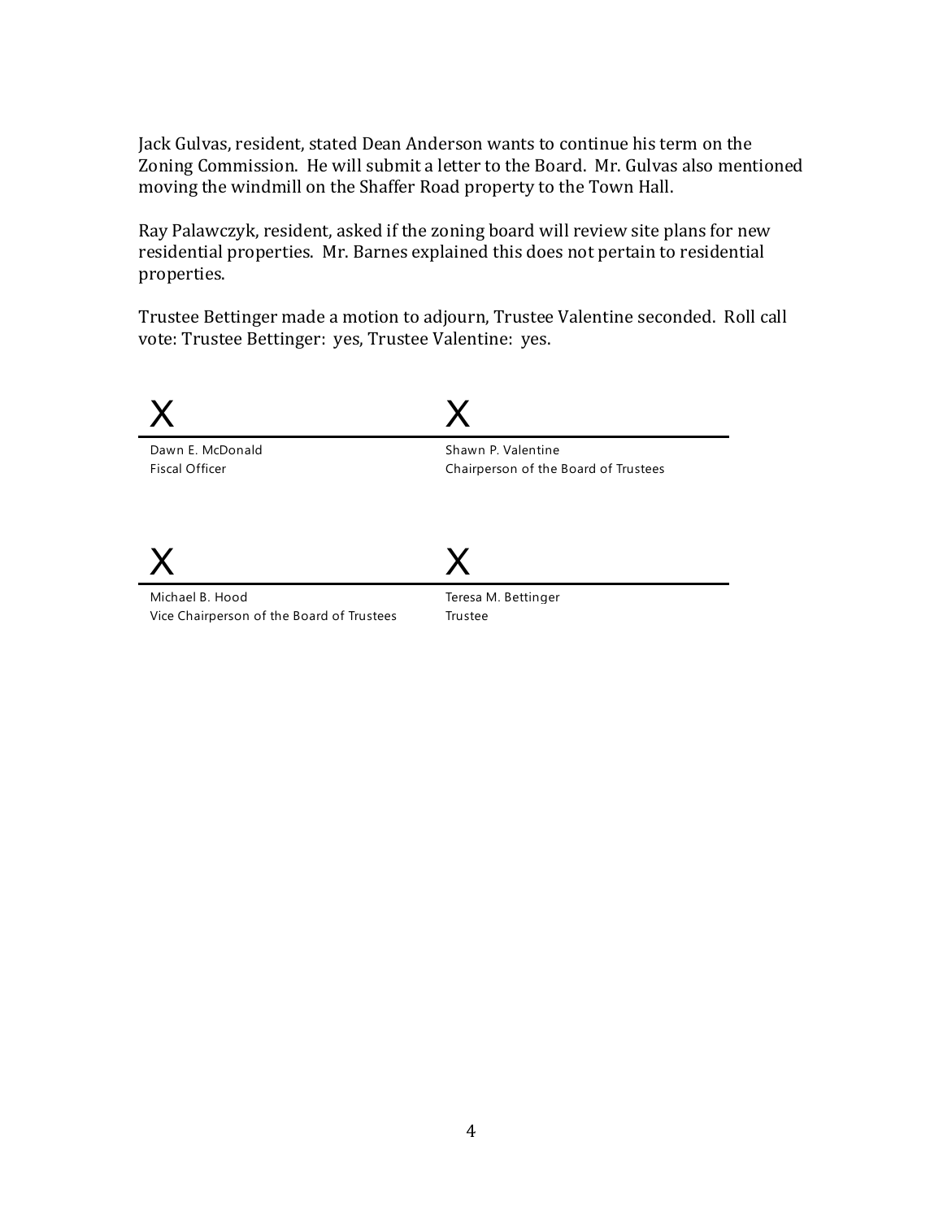Jack Gulvas, resident, stated Dean Anderson wants to continue his term on the Zoning Commission. He will submit a letter to the Board. Mr. Gulvas also mentioned moving the windmill on the Shaffer Road property to the Town Hall.

Ray Palawczyk, resident, asked if the zoning board will review site plans for new residential properties. Mr. Barnes explained this does not pertain to residential properties.

Trustee Bettinger made a motion to adjourn, Trustee Valentine seconded. Roll call vote: Trustee Bettinger: yes, Trustee Valentine: yes.

X

Dawn E. McDonald
Fiscal Officer

X

Shawn P. Valentine
Chairperson of the Board of Trustees

X

Michael B. Hood
Vice Chairperson of the Board of Trustees

X

Teresa M. Bettinger
Trustee